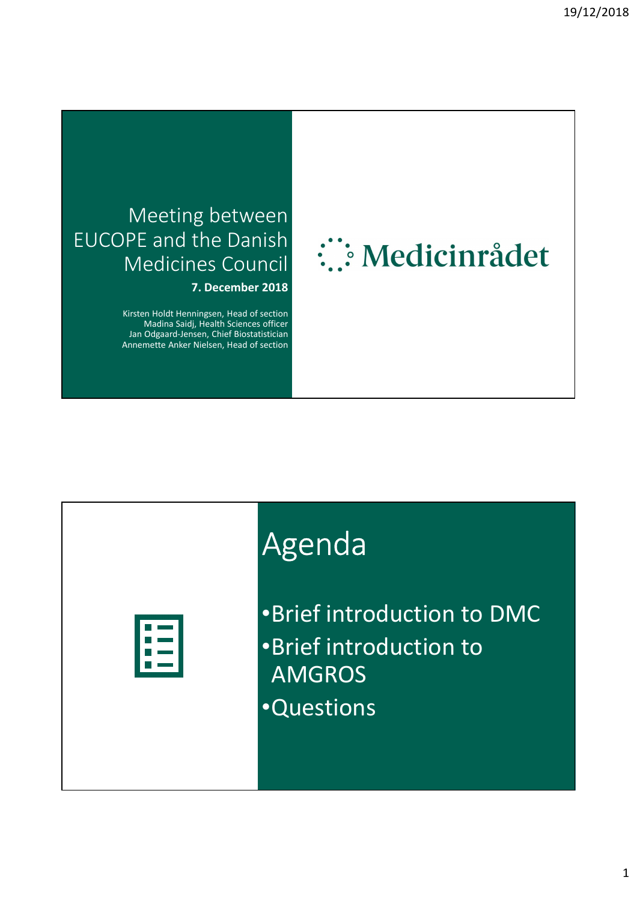# Meeting between EUCOPE and the Danish Medicines Council

**7. December 2018**

Kirsten Holdt Henningsen, Head of section
Madina Saidj, Health Sciences officer
Jan Odgaard-Jensen, Chief Biostatistician
Annemette Anker Nielsen, Head of section

Medicinrådet

## Agenda

- Brief introduction to DMC
- Brief introduction to AMGROS
- Questions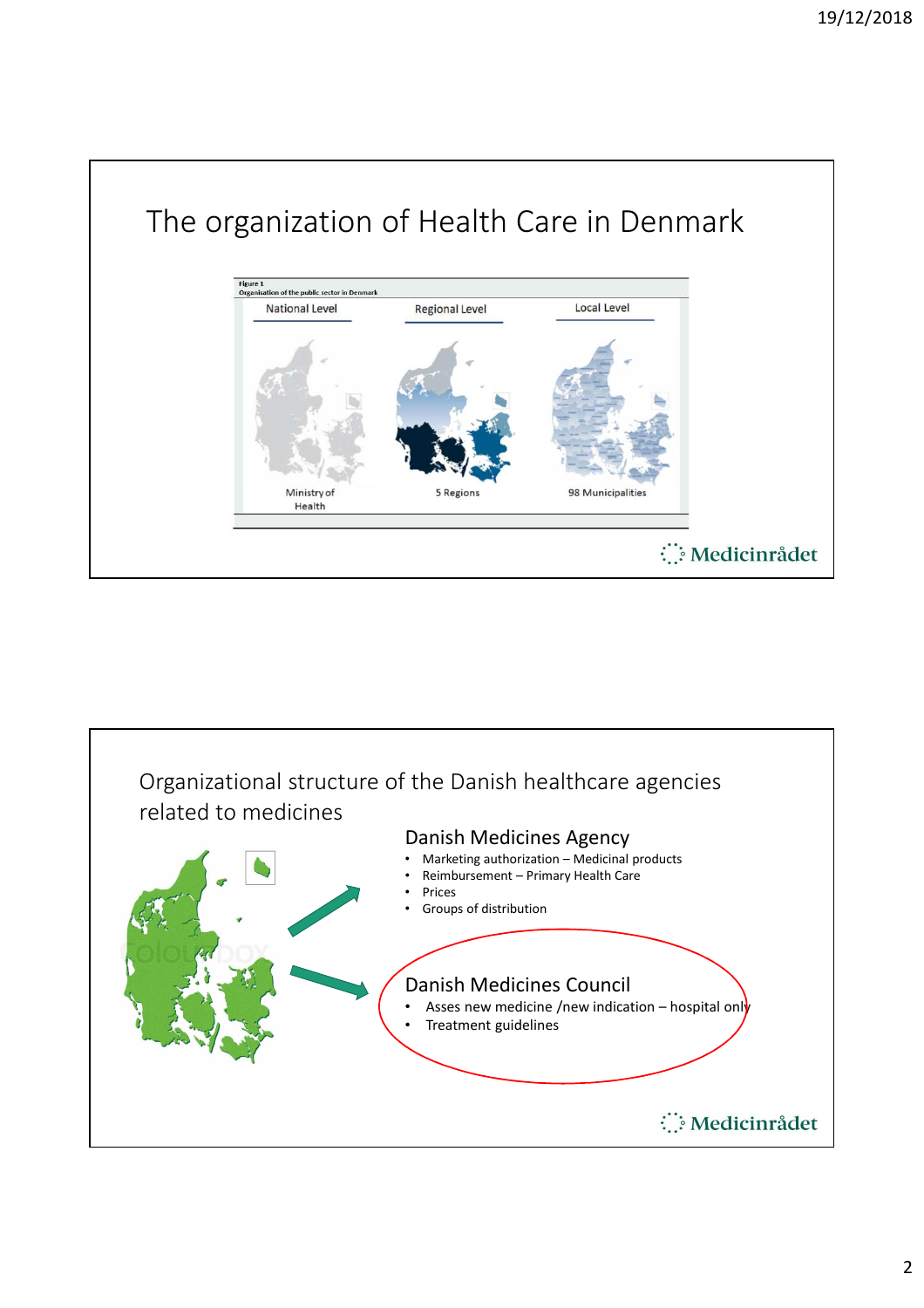## The organization of Health Care in Denmark

Figure 1
Organisation of the public sector in Denmark

| National Level | Regional Level | Local Level |
|---|---|---|
| Ministry of Health | 5 Regions | 98 Municipalities |

Medicinrådet

## Organizational structure of the Danish healthcare agencies related to medicines

### Danish Medicines Agency

- Marketing authorization – Medicinal products
- Reimbursement – Primary Health Care
- Prices
- Groups of distribution

### Danish Medicines Council

- Asses new medicine /new indication – hospital only
- Treatment guidelines

Medicinrådet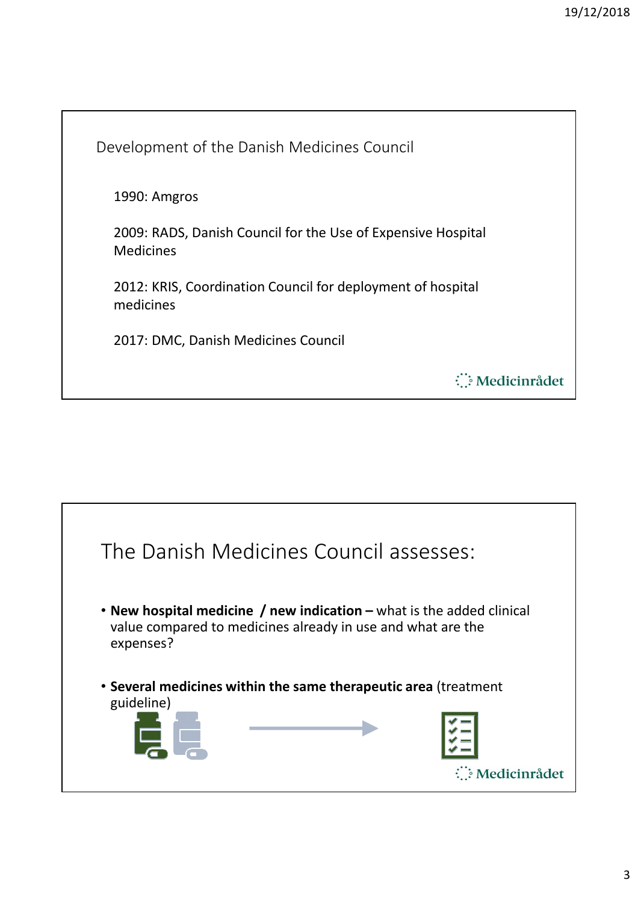## Development of the Danish Medicines Council

1990: Amgros

2009: RADS, Danish Council for the Use of Expensive Hospital Medicines

2012: KRIS, Coordination Council for deployment of hospital medicines

2017: DMC, Danish Medicines Council

Medicinrådet

## The Danish Medicines Council assesses:

- **New hospital medicine / new indication –** what is the added clinical value compared to medicines already in use and what are the expenses?

- **Several medicines within the same therapeutic area** (treatment guideline)

Medicinrådet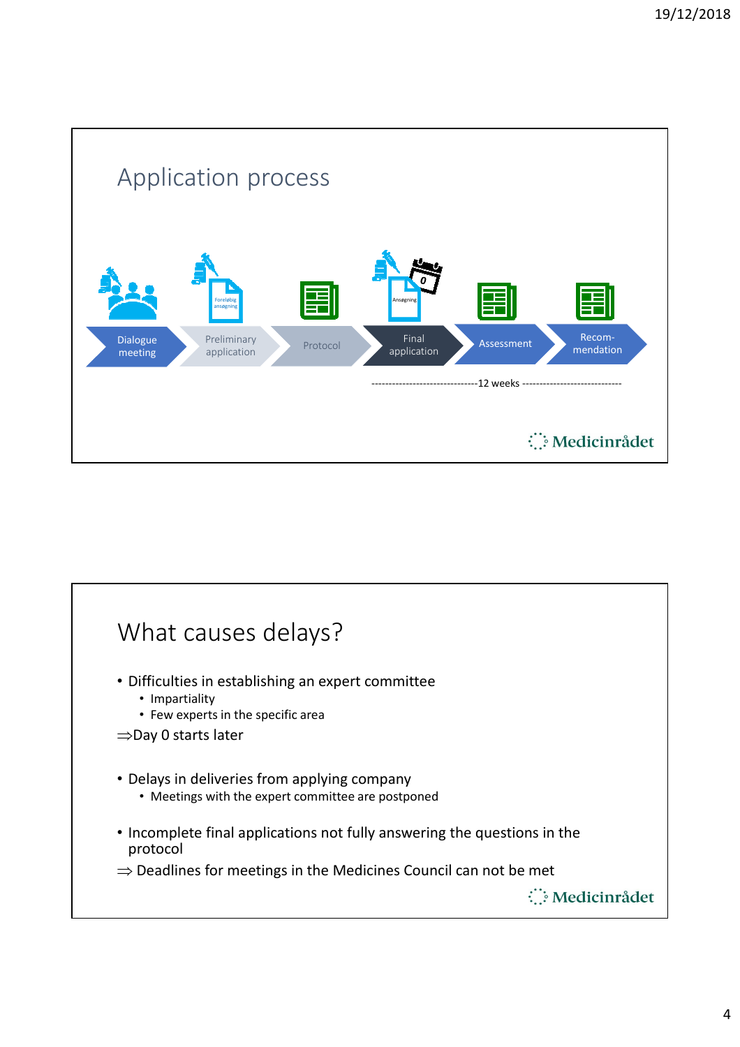## Application process

Dialogue meeting → Preliminary application → Protocol → Final application → Assessment → Recom-mendation

-------------------------------12 weeks -----------------------------

## What causes delays?

- Difficulties in establishing an expert committee
  - Impartiality
  - Few experts in the specific area

⇒Day 0 starts later

- Delays in deliveries from applying company
  - Meetings with the expert committee are postponed

- Incomplete final applications not fully answering the questions in the protocol

⇒ Deadlines for meetings in the Medicines Council can not be met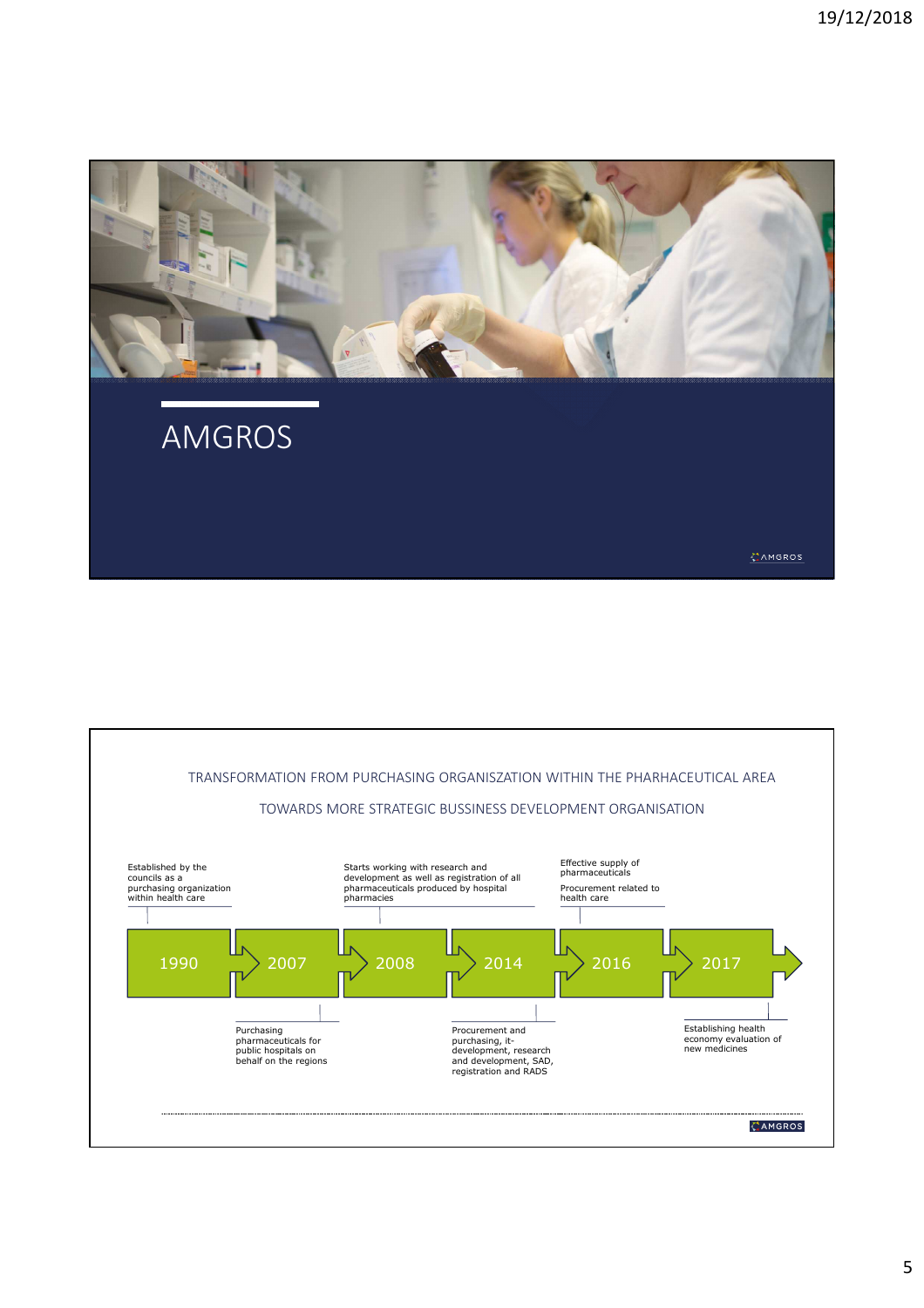# AMGROS

## TRANSFORMATION FROM PURCHASING ORGANISZATION WITHIN THE PHARHACEUTICAL AREA TOWARDS MORE STRATEGIC BUSSINESS DEVELOPMENT ORGANISATION

- **1990** – Established by the councils as a purchasing organization within health care
- **2007** – Purchasing pharmaceuticals for public hospitals on behalf on the regions
- **2008** – Starts working with research and development as well as registration of all pharmaceuticals produced by hospital pharmacies
- **2014** – Procurement and purchasing, it-development, research and development, SAD, registration and RADS
- **2016** – Effective supply of pharmaceuticals; Procurement related to health care
- **2017** – Establishing health economy evaluation of new medicines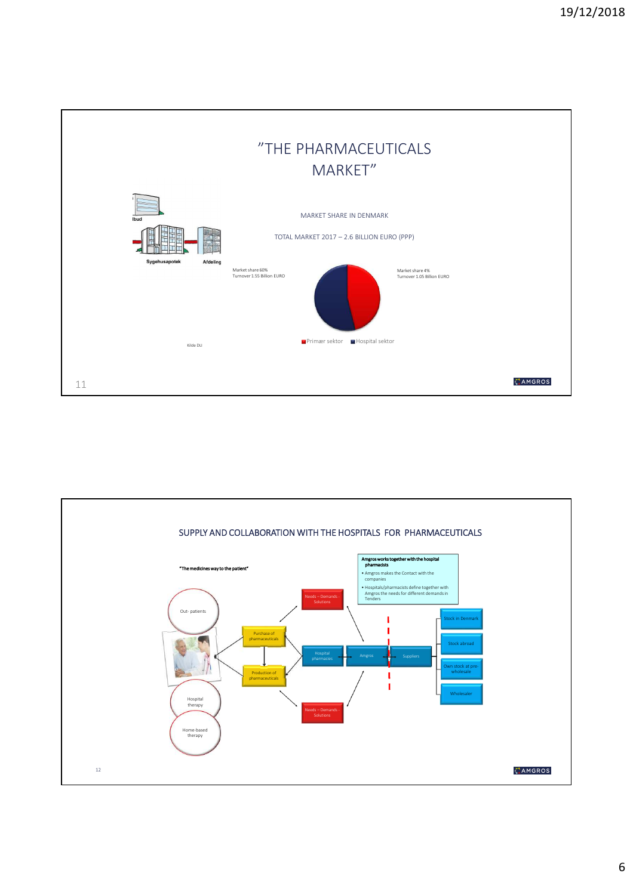# "THE PHARMACEUTICALS MARKET"

Ibud

Sygehusapotek

Afdeling

MARKET SHARE IN DENMARK

TOTAL MARKET 2017 – 2.6 BILLION EURO (PPP)

Market share 60%
Turnover 1.55 Billion EURO

Market share 4%
Turnover 1.05 Billion EURO

Primær sektor   Hospital sektor

Kilde DLI

---

## SUPPLY AND COLLABORATION WITH THE HOSPITALS FOR PHARMACEUTICALS

**"The medicines way to the patient"**

**Amgros works together with the hospital pharmacists**

- Amgros makes the Contact with the companies
- Hospitals/pharmacists define together with Amgros the needs for different demands in Tenders

Out- patients

Hospital therapy

Home-based therapy

Purchase of pharmaceuticals

Production of pharmaceuticals

Needs – Demands - Solutions

Hospital pharmacies

Amgros

Suppliers

Needs – Demands - Solutions

Stock in Denmark

Stock abroad

Own stock at pre-wholesale

Wholesaler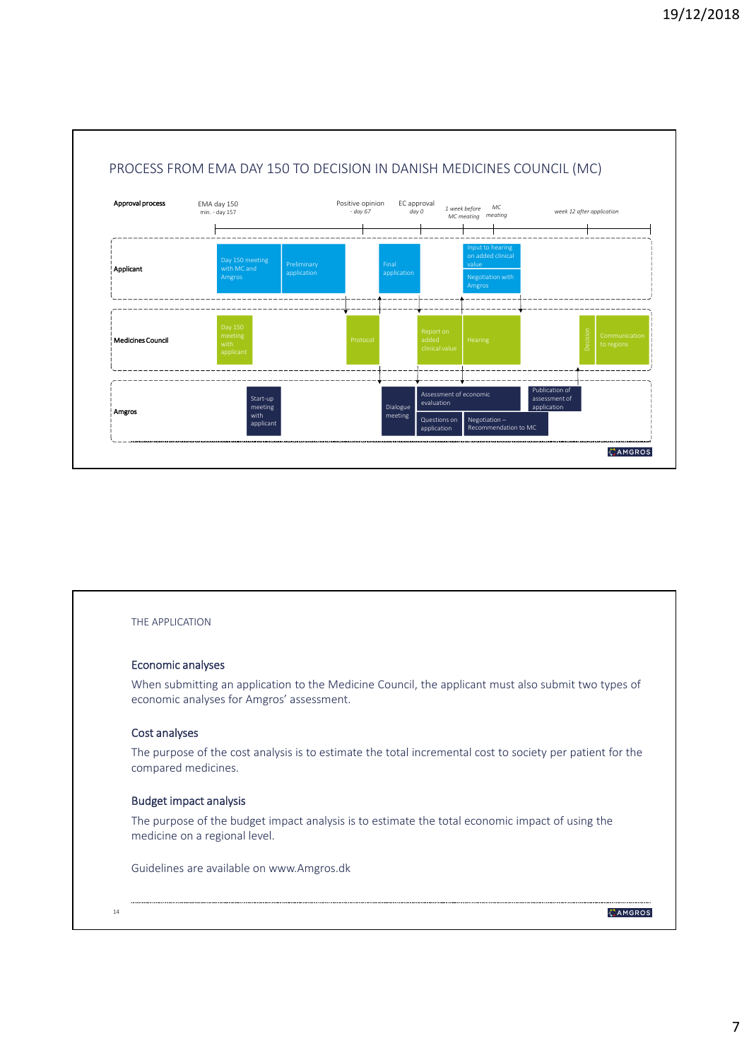## PROCESS FROM EMA DAY 150 TO DECISION IN DANISH MEDICINES COUNCIL (MC)

| Approval process | EMA day 150 min. - day 157 | | Positive opinion - day 67 | EC approval day 0 | 1 week before MC meeting | MC meeting | week 12 after application |
|---|---|---|---|---|---|---|---|
| **Applicant** | Day 150 meeting with MC and Amgros | Preliminary application | | Final application | Input to hearing on added clinical value; Negotiation with Amgros | | |
| **Medicines Council** | Day 150 meeting with applicant | | Protocol | Report on added clinical value | Hearing | | Decision; Communication to regions |
| **Amgros** | Start-up meeting with applicant | | Dialogue meeting | Assessment of economic evaluation; Questions on application | Negotiation – Recommendation to MC | Publication of assessment of application | |

## THE APPLICATION

### Economic analyses

When submitting an application to the Medicine Council, the applicant must also submit two types of economic analyses for Amgros' assessment.

### Cost analyses

The purpose of the cost analysis is to estimate the total incremental cost to society per patient for the compared medicines.

### Budget impact analysis

The purpose of the budget impact analysis is to estimate the total economic impact of using the medicine on a regional level.

Guidelines are available on www.Amgros.dk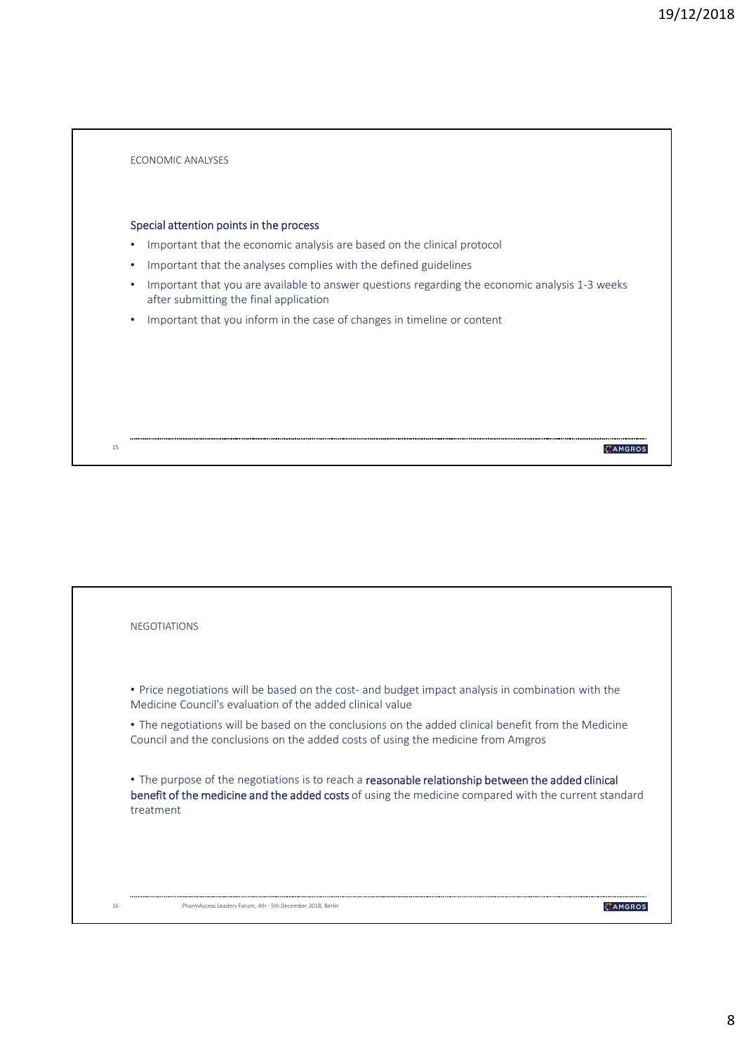## ECONOMIC ANALYSES

### Special attention points in the process

- Important that the economic analysis are based on the clinical protocol
- Important that the analyses complies with the defined guidelines
- Important that you are available to answer questions regarding the economic analysis 1-3 weeks after submitting the final application
- Important that you inform in the case of changes in timeline or content

## NEGOTIATIONS

• Price negotiations will be based on the cost- and budget impact analysis in combination with the Medicine Council's evaluation of the added clinical value

• The negotiations will be based on the conclusions on the added clinical benefit from the Medicine Council and the conclusions on the added costs of using the medicine from Amgros

• The purpose of the negotiations is to reach a **reasonable relationship between the added clinical benefit of the medicine and the added costs** of using the medicine compared with the current standard treatment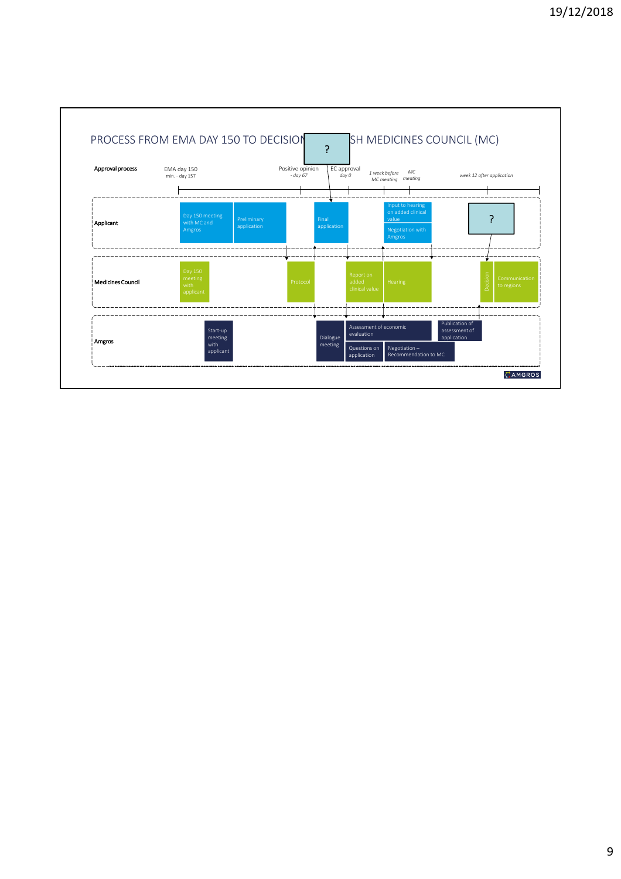# PROCESS FROM EMA DAY 150 TO DECISION ? SH MEDICINES COUNCIL (MC)

**Approval process**

EMA day 150
min. - day 157

Positive opinion
*- day 67*

EC approval
*day 0*

*1 week before MC meeting*

*MC meeting*

*week 12 after application*

**Applicant**

Day 150 meeting with MC and Amgros

Preliminary application

Final application

Input to hearing on added clinical value

Negotiation with Amgros

?

**Medicines Council**

Day 150 meeting with applicant

Protocol

Report on added clinical value

Hearing

Decision

Communication to regions

**Amgros**

Start-up meeting with applicant

Dialogue meeting

Assessment of economic evaluation

Questions on application

Negotiation – Recommendation to MC

Publication of assessment of application

AMGROS